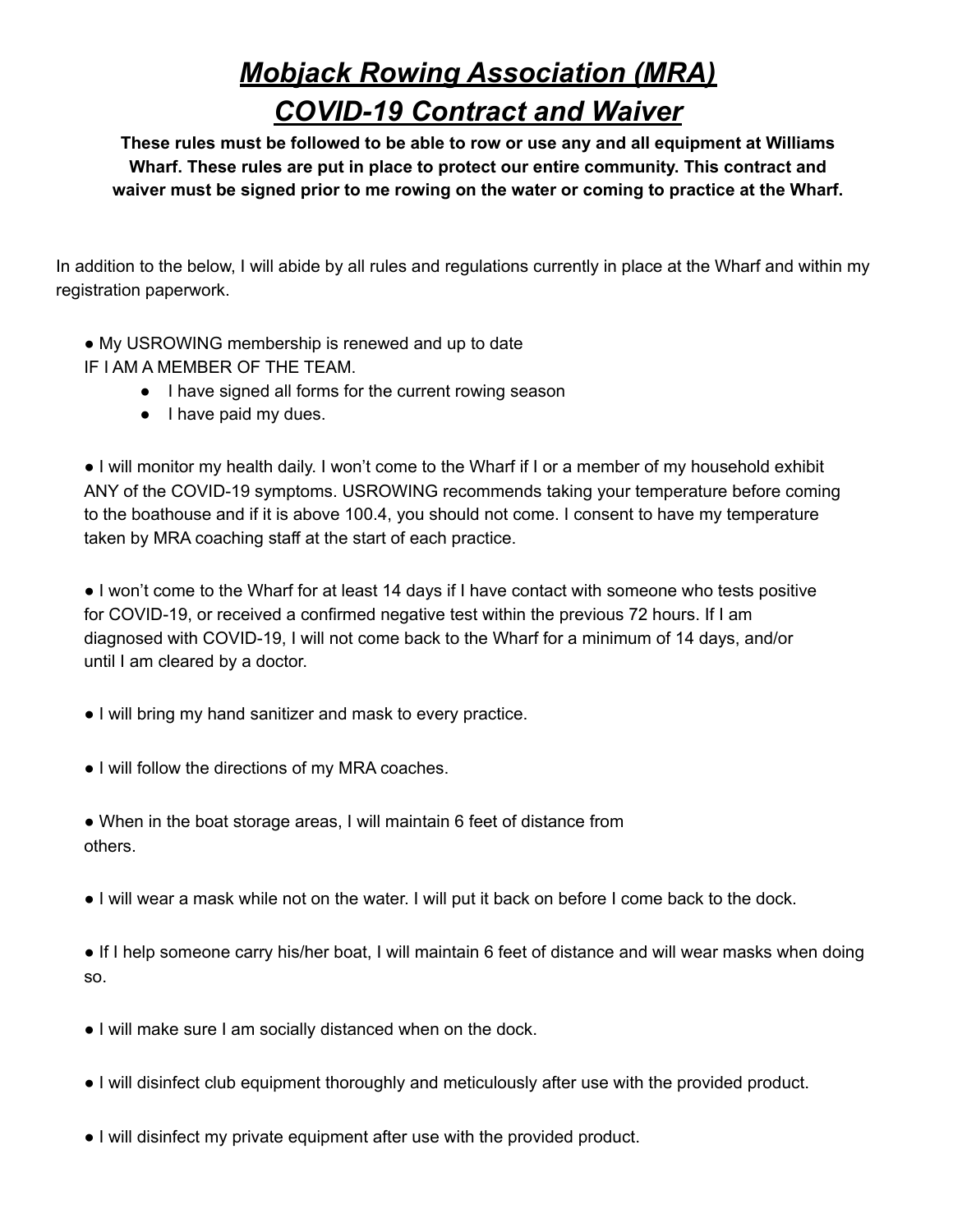# ***Mobjack Rowing Association (MRA)***
# ***COVID-19 Contract and Waiver***

**These rules must be followed to be able to row or use any and all equipment at Williams Wharf. These rules are put in place to protect our entire community. This contract and waiver must be signed prior to me rowing on the water or coming to practice at the Wharf.**

In addition to the below, I will abide by all rules and regulations currently in place at the Wharf and within my registration paperwork.

- My USROWING membership is renewed and up to date
  IF I AM A MEMBER OF THE TEAM.
    - I have signed all forms for the current rowing season
    - I have paid my dues.

- I will monitor my health daily. I won't come to the Wharf if I or a member of my household exhibit ANY of the COVID-19 symptoms. USROWING recommends taking your temperature before coming to the boathouse and if it is above 100.4, you should not come. I consent to have my temperature taken by MRA coaching staff at the start of each practice.

- I won't come to the Wharf for at least 14 days if I have contact with someone who tests positive for COVID-19, or received a confirmed negative test within the previous 72 hours. If I am diagnosed with COVID-19, I will not come back to the Wharf for a minimum of 14 days, and/or until I am cleared by a doctor.

- I will bring my hand sanitizer and mask to every practice.

- I will follow the directions of my MRA coaches.

- When in the boat storage areas, I will maintain 6 feet of distance from others.

- I will wear a mask while not on the water. I will put it back on before I come back to the dock.

- If I help someone carry his/her boat, I will maintain 6 feet of distance and will wear masks when doing so.

- I will make sure I am socially distanced when on the dock.

- I will disinfect club equipment thoroughly and meticulously after use with the provided product.

- I will disinfect my private equipment after use with the provided product.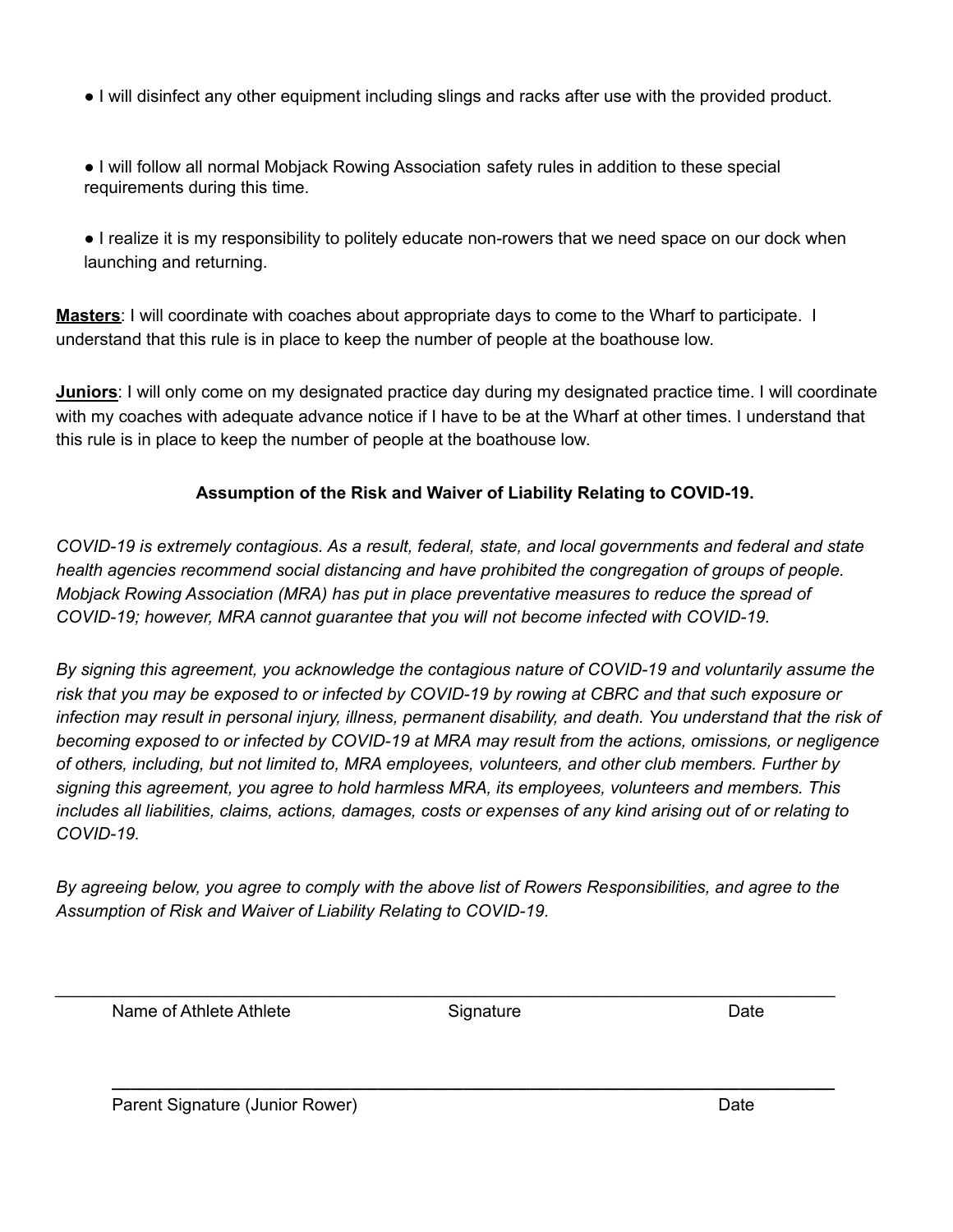- I will disinfect any other equipment including slings and racks after use with the provided product.

- I will follow all normal Mobjack Rowing Association safety rules in addition to these special requirements during this time.

- I realize it is my responsibility to politely educate non-rowers that we need space on our dock when launching and returning.

**<u>Masters</u>**: I will coordinate with coaches about appropriate days to come to the Wharf to participate. I understand that this rule is in place to keep the number of people at the boathouse low.

**<u>Juniors</u>**: I will only come on my designated practice day during my designated practice time. I will coordinate with my coaches with adequate advance notice if I have to be at the Wharf at other times. I understand that this rule is in place to keep the number of people at the boathouse low.

**Assumption of the Risk and Waiver of Liability Relating to COVID-19.**

*COVID-19 is extremely contagious. As a result, federal, state, and local governments and federal and state health agencies recommend social distancing and have prohibited the congregation of groups of people. Mobjack Rowing Association (MRA) has put in place preventative measures to reduce the spread of COVID-19; however, MRA cannot guarantee that you will not become infected with COVID-19.*

*By signing this agreement, you acknowledge the contagious nature of COVID-19 and voluntarily assume the risk that you may be exposed to or infected by COVID-19 by rowing at CBRC and that such exposure or infection may result in personal injury, illness, permanent disability, and death. You understand that the risk of becoming exposed to or infected by COVID-19 at MRA may result from the actions, omissions, or negligence of others, including, but not limited to, MRA employees, volunteers, and other club members. Further by signing this agreement, you agree to hold harmless MRA, its employees, volunteers and members. This includes all liabilities, claims, actions, damages, costs or expenses of any kind arising out of or relating to COVID-19.*

*By agreeing below, you agree to comply with the above list of Rowers Responsibilities, and agree to the Assumption of Risk and Waiver of Liability Relating to COVID-19.*

\_\_\_\_\_\_\_\_\_\_\_\_\_\_\_\_\_\_\_\_\_\_\_\_\_\_\_\_\_\_\_\_\_\_\_\_\_\_\_\_\_\_\_\_\_\_\_\_\_\_\_\_\_\_\_\_\_\_\_\_\_\_\_\_\_\_\_\_\_\_\_\_

Name of Athlete Athlete                    Signature                    Date

\_\_\_\_\_\_\_\_\_\_\_\_\_\_\_\_\_\_\_\_\_\_\_\_\_\_\_\_\_\_\_\_\_\_\_\_\_\_\_\_\_\_\_\_\_\_\_\_\_\_\_\_\_\_\_\_\_\_\_\_\_\_\_\_\_\_\_\_\_\_\_\_

Parent Signature (Junior Rower)                    Date